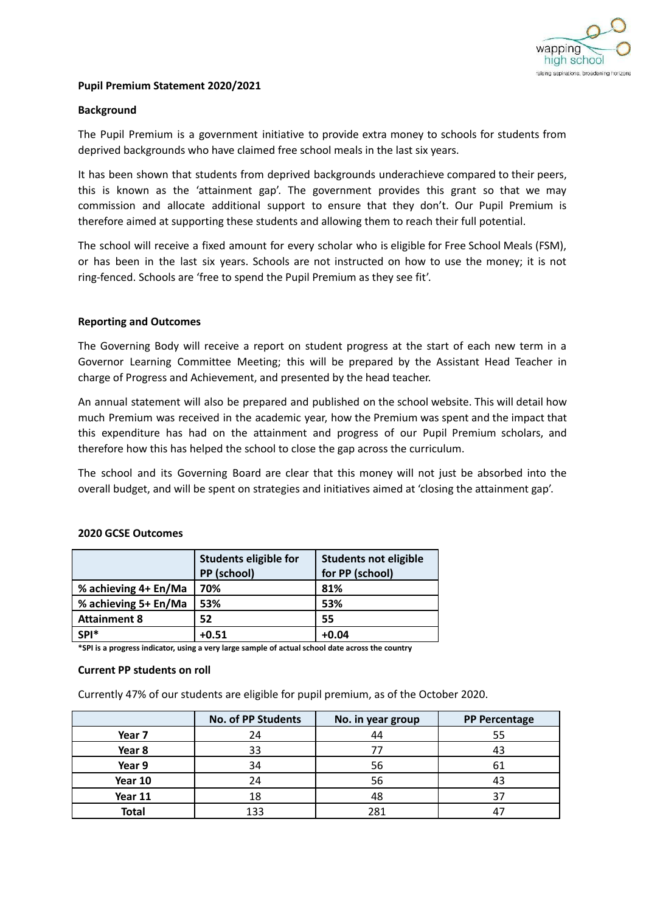**Pupil Premium Statement 2020/2021**

**Background**

The Pupil Premium is a government initiative to provide extra money to schools for students from deprived backgrounds who have claimed free school meals in the last six years.

It has been shown that students from deprived backgrounds underachieve compared to their peers, this is known as the 'attainment gap'. The government provides this grant so that we may commission and allocate additional support to ensure that they don't. Our Pupil Premium is therefore aimed at supporting these students and allowing them to reach their full potential.

The school will receive a fixed amount for every scholar who is eligible for Free School Meals (FSM), or has been in the last six years. Schools are not instructed on how to use the money; it is not ring-fenced. Schools are 'free to spend the Pupil Premium as they see fit'.

**Reporting and Outcomes**

The Governing Body will receive a report on student progress at the start of each new term in a Governor Learning Committee Meeting; this will be prepared by the Assistant Head Teacher in charge of Progress and Achievement, and presented by the head teacher.

An annual statement will also be prepared and published on the school website. This will detail how much Premium was received in the academic year, how the Premium was spent and the impact that this expenditure has had on the attainment and progress of our Pupil Premium scholars, and therefore how this has helped the school to close the gap across the curriculum.

The school and its Governing Board are clear that this money will not just be absorbed into the overall budget, and will be spent on strategies and initiatives aimed at 'closing the attainment gap'.

**2020 GCSE Outcomes**

| | **Students eligible for PP (school)** | **Students not eligible for PP (school)** |
|---|---|---|
| **% achieving 4+ En/Ma** | **70%** | **81%** |
| **% achieving 5+ En/Ma** | **53%** | **53%** |
| **Attainment 8** | **52** | **55** |
| **SPI*** | **+0.51** | **+0.04** |

**\*SPI is a progress indicator, using a very large sample of actual school date across the country**

**Current PP students on roll**

Currently 47% of our students are eligible for pupil premium, as of the October 2020.

| | **No. of PP Students** | **No. in year group** | **PP Percentage** |
|---|---|---|---|
| **Year 7** | 24 | 44 | 55 |
| **Year 8** | 33 | 77 | 43 |
| **Year 9** | 34 | 56 | 61 |
| **Year 10** | 24 | 56 | 43 |
| **Year 11** | 18 | 48 | 37 |
| **Total** | 133 | 281 | 47 |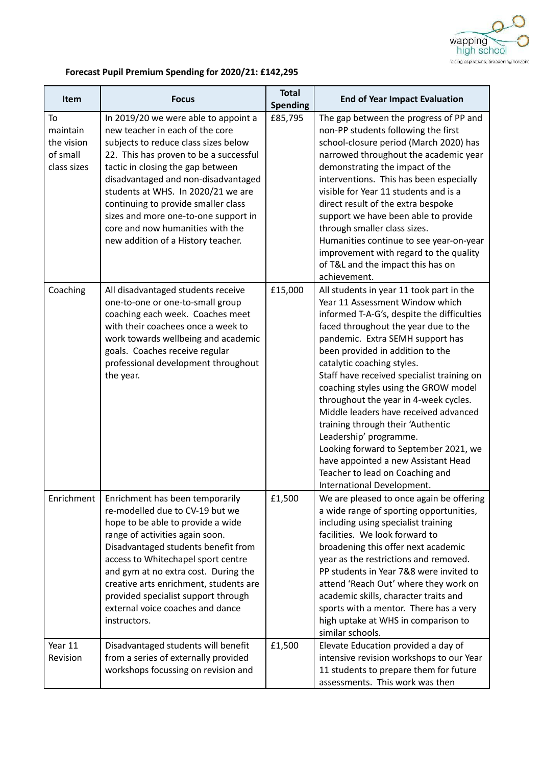**Forecast Pupil Premium Spending for 2020/21: £142,295**

| Item | Focus | Total Spending | End of Year Impact Evaluation |
|---|---|---|---|
| To maintain the vision of small class sizes | In 2019/20 we were able to appoint a new teacher in each of the core subjects to reduce class sizes below 22. This has proven to be a successful tactic in closing the gap between disadvantaged and non-disadvantaged students at WHS. In 2020/21 we are continuing to provide smaller class sizes and more one-to-one support in core and now humanities with the new addition of a History teacher. | £85,795 | The gap between the progress of PP and non-PP students following the first school-closure period (March 2020) has narrowed throughout the academic year demonstrating the impact of the interventions. This has been especially visible for Year 11 students and is a direct result of the extra bespoke support we have been able to provide through smaller class sizes. Humanities continue to see year-on-year improvement with regard to the quality of T&L and the impact this has on achievement. |
| Coaching | All disadvantaged students receive one-to-one or one-to-small group coaching each week. Coaches meet with their coachees once a week to work towards wellbeing and academic goals. Coaches receive regular professional development throughout the year. | £15,000 | All students in year 11 took part in the Year 11 Assessment Window which informed T-A-G's, despite the difficulties faced throughout the year due to the pandemic. Extra SEMH support has been provided in addition to the catalytic coaching styles. Staff have received specialist training on coaching styles using the GROW model throughout the year in 4-week cycles. Middle leaders have received advanced training through their 'Authentic Leadership' programme. Looking forward to September 2021, we have appointed a new Assistant Head Teacher to lead on Coaching and International Development. |
| Enrichment | Enrichment has been temporarily re-modelled due to CV-19 but we hope to be able to provide a wide range of activities again soon. Disadvantaged students benefit from access to Whitechapel sport centre and gym at no extra cost. During the creative arts enrichment, students are provided specialist support through external voice coaches and dance instructors. | £1,500 | We are pleased to once again be offering a wide range of sporting opportunities, including using specialist training facilities. We look forward to broadening this offer next academic year as the restrictions and removed. PP students in Year 7&8 were invited to attend 'Reach Out' where they work on academic skills, character traits and sports with a mentor. There has a very high uptake at WHS in comparison to similar schools. |
| Year 11 Revision | Disadvantaged students will benefit from a series of externally provided workshops focussing on revision and | £1,500 | Elevate Education provided a day of intensive revision workshops to our Year 11 students to prepare them for future assessments. This work was then |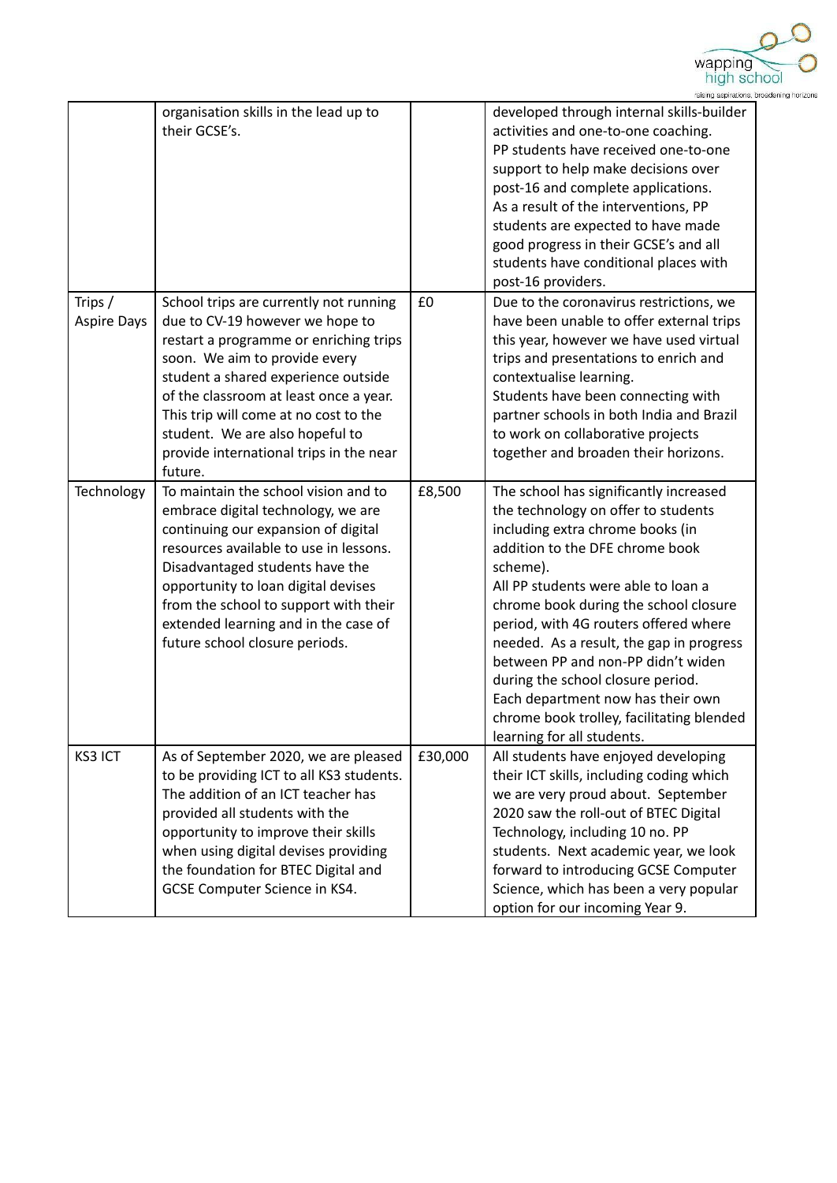| | | | |
|---|---|---|---|
| | organisation skills in the lead up to their GCSE's. | | developed through internal skills-builder activities and one-to-one coaching.<br>PP students have received one-to-one support to help make decisions over post-16 and complete applications.<br>As a result of the interventions, PP students are expected to have made good progress in their GCSE's and all students have conditional places with post-16 providers. |
| Trips / Aspire Days | School trips are currently not running due to CV-19 however we hope to restart a programme or enriching trips soon. We aim to provide every student a shared experience outside of the classroom at least once a year. This trip will come at no cost to the student. We are also hopeful to provide international trips in the near future. | £0 | Due to the coronavirus restrictions, we have been unable to offer external trips this year, however we have used virtual trips and presentations to enrich and contextualise learning.<br>Students have been connecting with partner schools in both India and Brazil to work on collaborative projects together and broaden their horizons. |
| Technology | To maintain the school vision and to embrace digital technology, we are continuing our expansion of digital resources available to use in lessons. Disadvantaged students have the opportunity to loan digital devises from the school to support with their extended learning and in the case of future school closure periods. | £8,500 | The school has significantly increased the technology on offer to students including extra chrome books (in addition to the DFE chrome book scheme).<br>All PP students were able to loan a chrome book during the school closure period, with 4G routers offered where needed. As a result, the gap in progress between PP and non-PP didn't widen during the school closure period.<br>Each department now has their own chrome book trolley, facilitating blended learning for all students. |
| KS3 ICT | As of September 2020, we are pleased to be providing ICT to all KS3 students. The addition of an ICT teacher has provided all students with the opportunity to improve their skills when using digital devises providing the foundation for BTEC Digital and GCSE Computer Science in KS4. | £30,000 | All students have enjoyed developing their ICT skills, including coding which we are very proud about. September 2020 saw the roll-out of BTEC Digital Technology, including 10 no. PP students. Next academic year, we look forward to introducing GCSE Computer Science, which has been a very popular option for our incoming Year 9. |